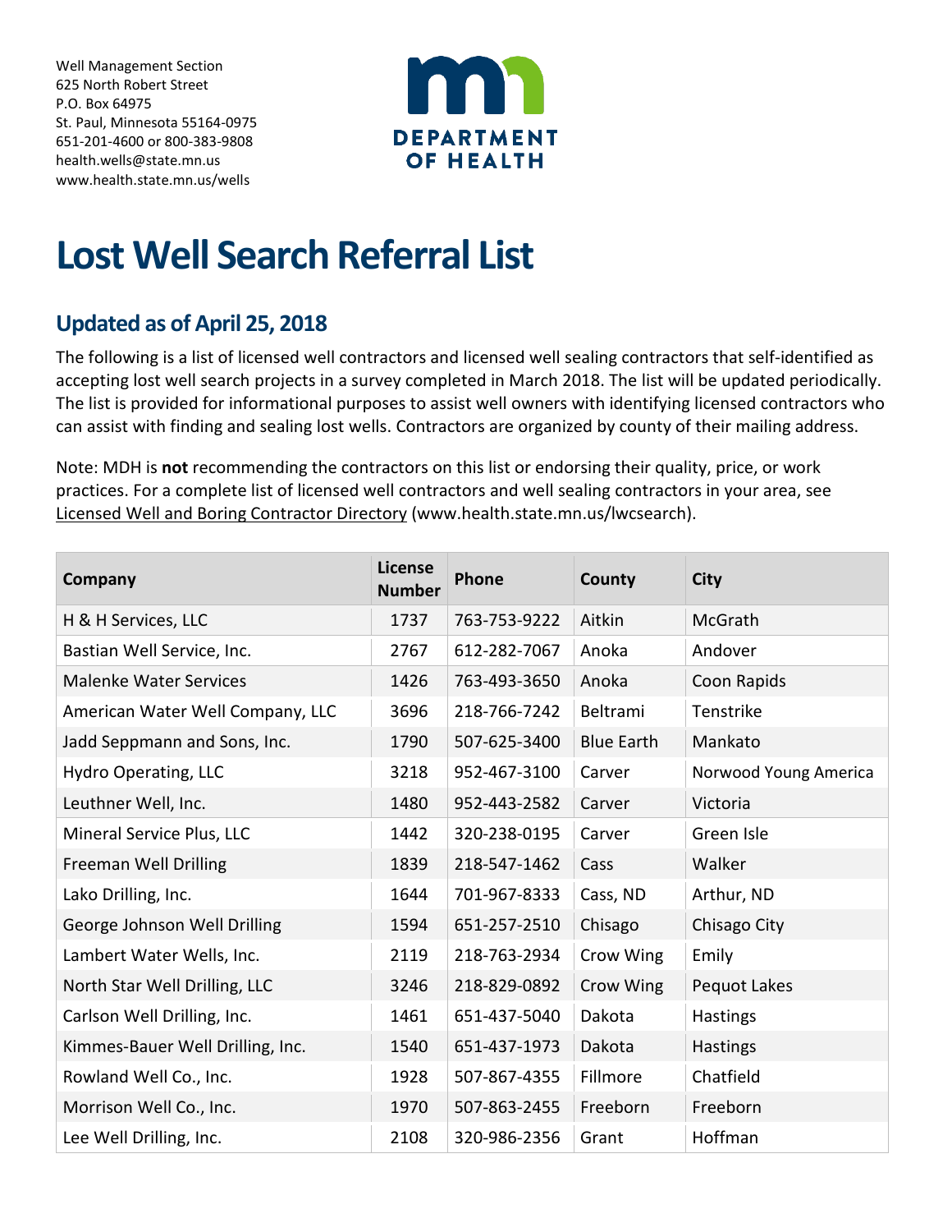Well Management Section
625 North Robert Street
P.O. Box 64975
St. Paul, Minnesota 55164-0975
651-201-4600 or 800-383-9808
health.wells@state.mn.us
www.health.state.mn.us/wells

DEPARTMENT OF HEALTH

# Lost Well Search Referral List

## Updated as of April 25, 2018

The following is a list of licensed well contractors and licensed well sealing contractors that self-identified as accepting lost well search projects in a survey completed in March 2018. The list will be updated periodically. The list is provided for informational purposes to assist well owners with identifying licensed contractors who can assist with finding and sealing lost wells. Contractors are organized by county of their mailing address.

Note: MDH is **not** recommending the contractors on this list or endorsing their quality, price, or work practices. For a complete list of licensed well contractors and well sealing contractors in your area, see Licensed Well and Boring Contractor Directory (www.health.state.mn.us/lwcsearch).

| Company | License Number | Phone | County | City |
|---|---|---|---|---|
| H & H Services, LLC | 1737 | 763-753-9222 | Aitkin | McGrath |
| Bastian Well Service, Inc. | 2767 | 612-282-7067 | Anoka | Andover |
| Malenke Water Services | 1426 | 763-493-3650 | Anoka | Coon Rapids |
| American Water Well Company, LLC | 3696 | 218-766-7242 | Beltrami | Tenstrike |
| Jadd Seppmann and Sons, Inc. | 1790 | 507-625-3400 | Blue Earth | Mankato |
| Hydro Operating, LLC | 3218 | 952-467-3100 | Carver | Norwood Young America |
| Leuthner Well, Inc. | 1480 | 952-443-2582 | Carver | Victoria |
| Mineral Service Plus, LLC | 1442 | 320-238-0195 | Carver | Green Isle |
| Freeman Well Drilling | 1839 | 218-547-1462 | Cass | Walker |
| Lako Drilling, Inc. | 1644 | 701-967-8333 | Cass, ND | Arthur, ND |
| George Johnson Well Drilling | 1594 | 651-257-2510 | Chisago | Chisago City |
| Lambert Water Wells, Inc. | 2119 | 218-763-2934 | Crow Wing | Emily |
| North Star Well Drilling, LLC | 3246 | 218-829-0892 | Crow Wing | Pequot Lakes |
| Carlson Well Drilling, Inc. | 1461 | 651-437-5040 | Dakota | Hastings |
| Kimmes-Bauer Well Drilling, Inc. | 1540 | 651-437-1973 | Dakota | Hastings |
| Rowland Well Co., Inc. | 1928 | 507-867-4355 | Fillmore | Chatfield |
| Morrison Well Co., Inc. | 1970 | 507-863-2455 | Freeborn | Freeborn |
| Lee Well Drilling, Inc. | 2108 | 320-986-2356 | Grant | Hoffman |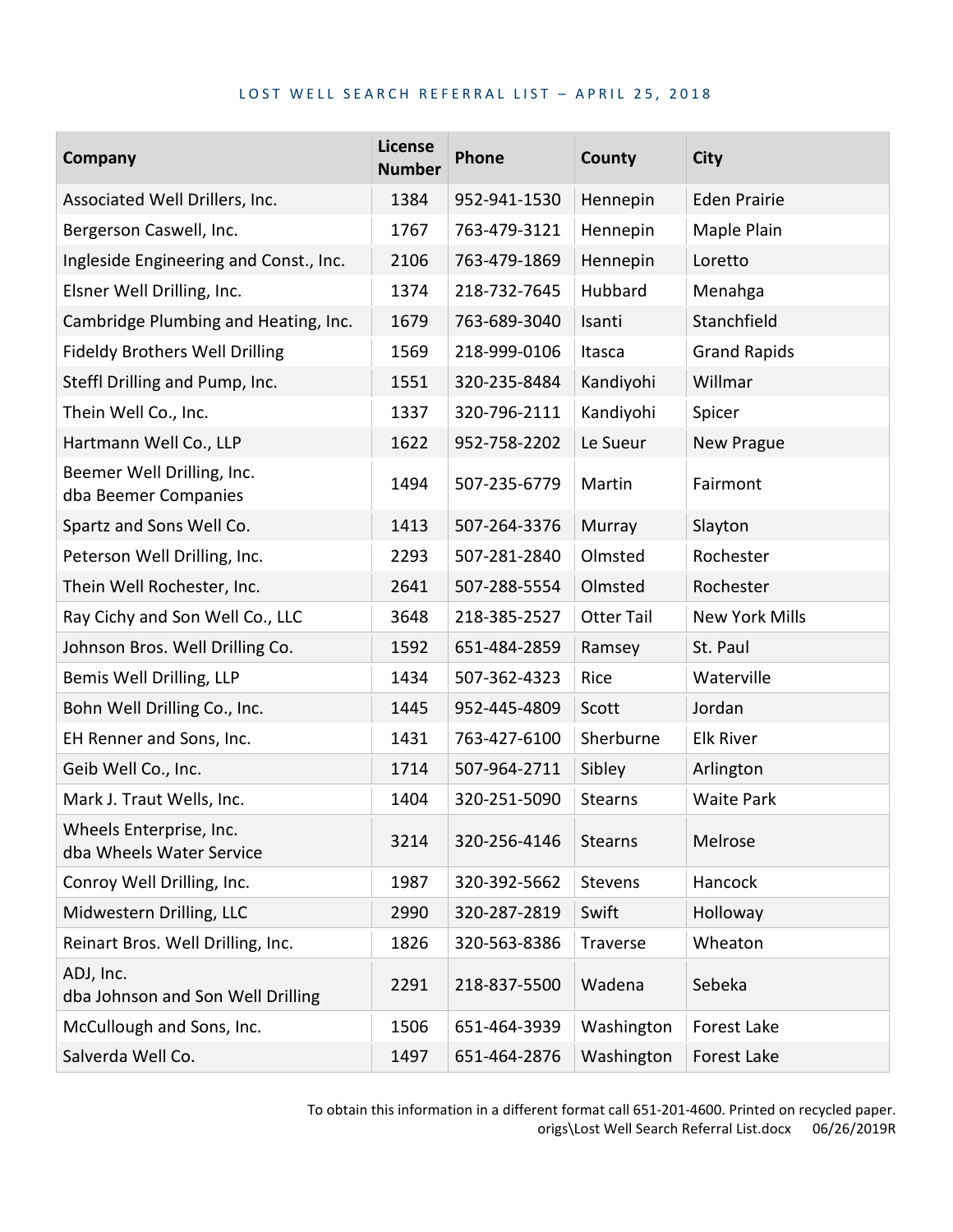LOST WELL SEARCH REFERRAL LIST – APRIL 25, 2018

| Company | License Number | Phone | County | City |
|---|---|---|---|---|
| Associated Well Drillers, Inc. | 1384 | 952-941-1530 | Hennepin | Eden Prairie |
| Bergerson Caswell, Inc. | 1767 | 763-479-3121 | Hennepin | Maple Plain |
| Ingleside Engineering and Const., Inc. | 2106 | 763-479-1869 | Hennepin | Loretto |
| Elsner Well Drilling, Inc. | 1374 | 218-732-7645 | Hubbard | Menahga |
| Cambridge Plumbing and Heating, Inc. | 1679 | 763-689-3040 | Isanti | Stanchfield |
| Fideldy Brothers Well Drilling | 1569 | 218-999-0106 | Itasca | Grand Rapids |
| Steffl Drilling and Pump, Inc. | 1551 | 320-235-8484 | Kandiyohi | Willmar |
| Thein Well Co., Inc. | 1337 | 320-796-2111 | Kandiyohi | Spicer |
| Hartmann Well Co., LLP | 1622 | 952-758-2202 | Le Sueur | New Prague |
| Beemer Well Drilling, Inc. dba Beemer Companies | 1494 | 507-235-6779 | Martin | Fairmont |
| Spartz and Sons Well Co. | 1413 | 507-264-3376 | Murray | Slayton |
| Peterson Well Drilling, Inc. | 2293 | 507-281-2840 | Olmsted | Rochester |
| Thein Well Rochester, Inc. | 2641 | 507-288-5554 | Olmsted | Rochester |
| Ray Cichy and Son Well Co., LLC | 3648 | 218-385-2527 | Otter Tail | New York Mills |
| Johnson Bros. Well Drilling Co. | 1592 | 651-484-2859 | Ramsey | St. Paul |
| Bemis Well Drilling, LLP | 1434 | 507-362-4323 | Rice | Waterville |
| Bohn Well Drilling Co., Inc. | 1445 | 952-445-4809 | Scott | Jordan |
| EH Renner and Sons, Inc. | 1431 | 763-427-6100 | Sherburne | Elk River |
| Geib Well Co., Inc. | 1714 | 507-964-2711 | Sibley | Arlington |
| Mark J. Traut Wells, Inc. | 1404 | 320-251-5090 | Stearns | Waite Park |
| Wheels Enterprise, Inc. dba Wheels Water Service | 3214 | 320-256-4146 | Stearns | Melrose |
| Conroy Well Drilling, Inc. | 1987 | 320-392-5662 | Stevens | Hancock |
| Midwestern Drilling, LLC | 2990 | 320-287-2819 | Swift | Holloway |
| Reinart Bros. Well Drilling, Inc. | 1826 | 320-563-8386 | Traverse | Wheaton |
| ADJ, Inc. dba Johnson and Son Well Drilling | 2291 | 218-837-5500 | Wadena | Sebeka |
| McCullough and Sons, Inc. | 1506 | 651-464-3939 | Washington | Forest Lake |
| Salverda Well Co. | 1497 | 651-464-2876 | Washington | Forest Lake |

To obtain this information in a different format call 651-201-4600. Printed on recycled paper.
origs\Lost Well Search Referral List.docx 06/26/2019R